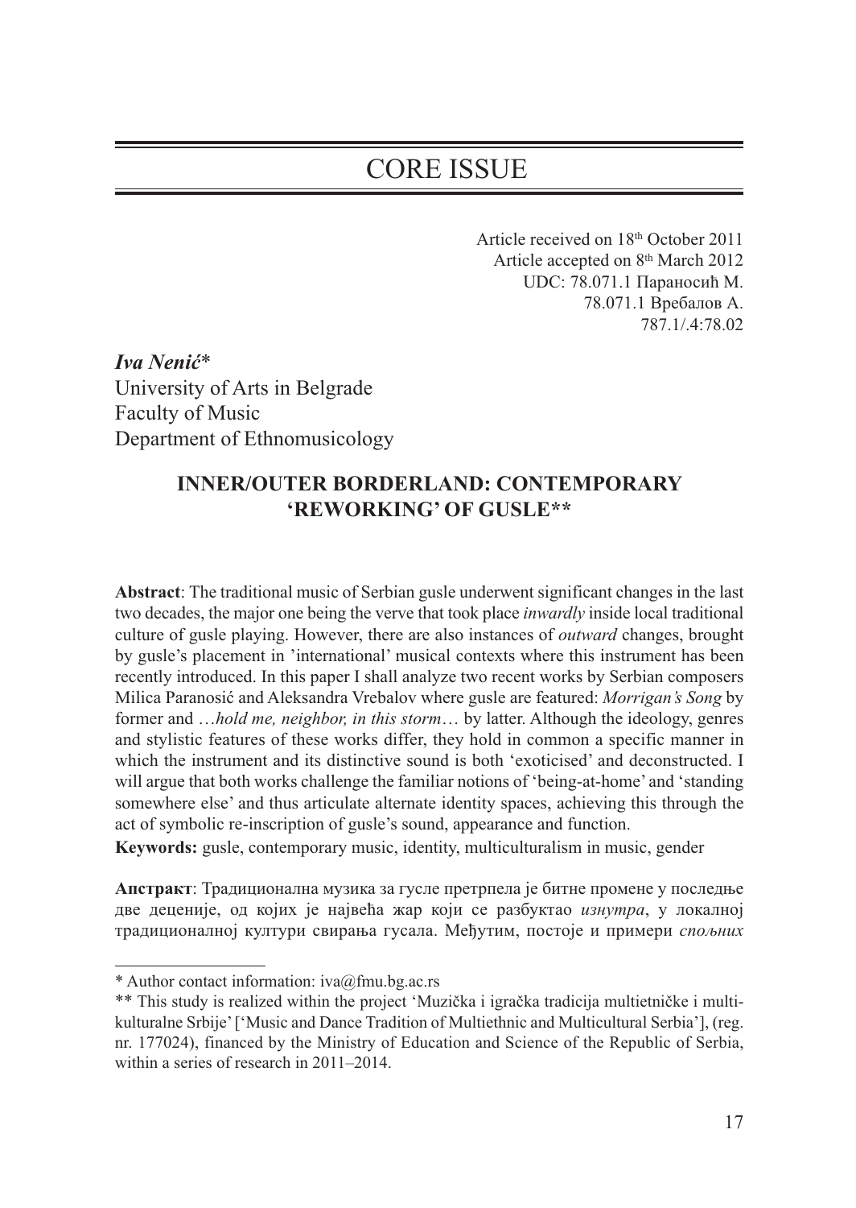# CORE ISSUE

Article received on 18th October 2011
Article accepted on 8th March 2012
UDC: 78.071.1 Параносић М.
78.071.1 Врабалов А.
787.1/.4:78.02

***Iva Nenić****
University of Arts in Belgrade
Faculty of Music
Department of Ethnomusicology

## INNER/OUTER BORDERLAND: CONTEMPORARY 'REWORKING' OF GUSLE**

**Abstract**: The traditional music of Serbian gusle underwent significant changes in the last two decades, the major one being the verve that took place *inwardly* inside local traditional culture of gusle playing. However, there are also instances of *outward* changes, brought by gusle's placement in 'international' musical contexts where this instrument has been recently introduced. In this paper I shall analyze two recent works by Serbian composers Milica Paranosić and Aleksandra Vrebalov where gusle are featured: *Morrigan's Song* by former and …*hold me, neighbor, in this storm*… by latter. Although the ideology, genres and stylistic features of these works differ, they hold in common a specific manner in which the instrument and its distinctive sound is both 'exoticised' and deconstructed. I will argue that both works challenge the familiar notions of 'being-at-home' and 'standing somewhere else' and thus articulate alternate identity spaces, achieving this through the act of symbolic re-inscription of gusle's sound, appearance and function.

**Keywords:** gusle, contemporary music, identity, multiculturalism in music, gender

**Апстракт**: Традиционална музика за гусле претрпела је битне промене у последње две деценије, од којих је највећа жар који се разбуктао *изнутра*, у локалној традиционалној култури свирања гусала. Међутим, постоје и примери *спољних*

---

\* Author contact information: iva@fmu.bg.ac.rs

\*\* This study is realized within the project 'Muzička i igračka tradicija multietničke i multikulturalne Srbije' ['Music and Dance Tradition of Multiethnic and Multicultural Serbia'], (reg. nr. 177024), financed by the Ministry of Education and Science of the Republic of Serbia, within a series of research in 2011–2014.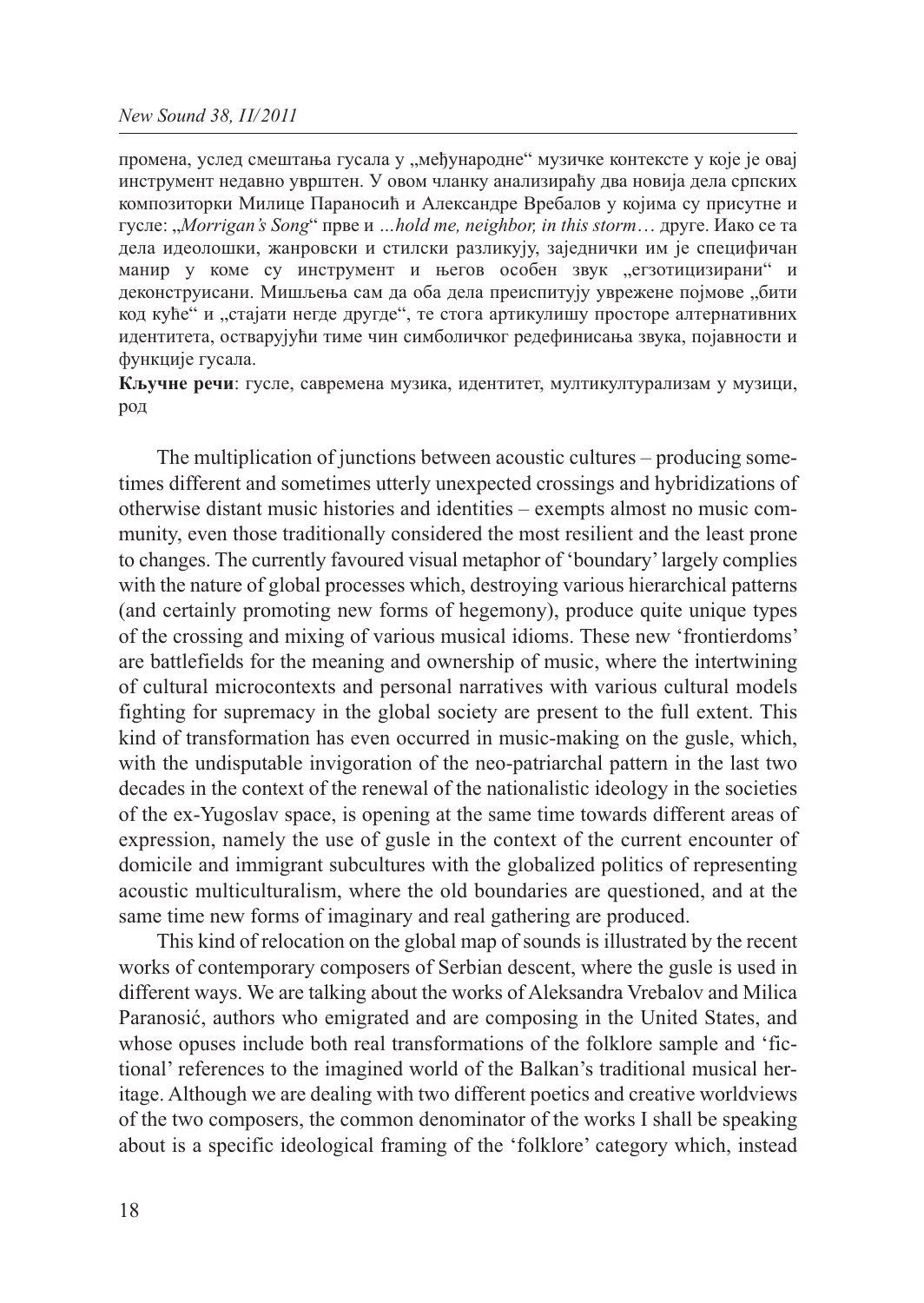промена, услед смештања гусала у „међународне" музичке контексте у које је овај инструмент недавно увршћен. У овом чланку анализираћу два новија дела српских композиторки Милице Параносић и Александре Вребалов у којима су присутне и гусле: „*Morrigan's Song*" прве и *...hold me, neighbor, in this storm*… друге. Иако се та дела идеолошки, жанровски и стилски разликују, заједнички им је специфичан манир у коме су инструмент и његов особен звук „егзотицизирани" и деконструисани. Мишљења сам да оба дела преиспитују уврежене појмове „бити код куће" и „стајати негде другде", те стога артикулишу просторе алтернативних идентитета, остварујући тиме чин симболичког редефинисања звука, појавности и функције гусала.

**Кључне речи**: гусле, савремена музика, идентитет, мултикултурализам у музици, род

The multiplication of junctions between acoustic cultures – producing sometimes different and sometimes utterly unexpected crossings and hybridizations of otherwise distant music histories and identities – exempts almost no music community, even those traditionally considered the most resilient and the least prone to changes. The currently favoured visual metaphor of 'boundary' largely complies with the nature of global processes which, destroying various hierarchical patterns (and certainly promoting new forms of hegemony), produce quite unique types of the crossing and mixing of various musical idioms. These new 'frontierdoms' are battlefields for the meaning and ownership of music, where the intertwining of cultural microcontexts and personal narratives with various cultural models fighting for supremacy in the global society are present to the full extent. This kind of transformation has even occurred in music-making on the gusle, which, with the undisputable invigoration of the neo-patriarchal pattern in the last two decades in the context of the renewal of the nationalistic ideology in the societies of the ex-Yugoslav space, is opening at the same time towards different areas of expression, namely the use of gusle in the context of the current encounter of domicile and immigrant subcultures with the globalized politics of representing acoustic multiculturalism, where the old boundaries are questioned, and at the same time new forms of imaginary and real gathering are produced.

This kind of relocation on the global map of sounds is illustrated by the recent works of contemporary composers of Serbian descent, where the gusle is used in different ways. We are talking about the works of Aleksandra Vrebalov and Milica Paranosić, authors who emigrated and are composing in the United States, and whose opuses include both real transformations of the folklore sample and 'fictional' references to the imagined world of the Balkan's traditional musical heritage. Although we are dealing with two different poetics and creative worldviews of the two composers, the common denominator of the works I shall be speaking about is a specific ideological framing of the 'folklore' category which, instead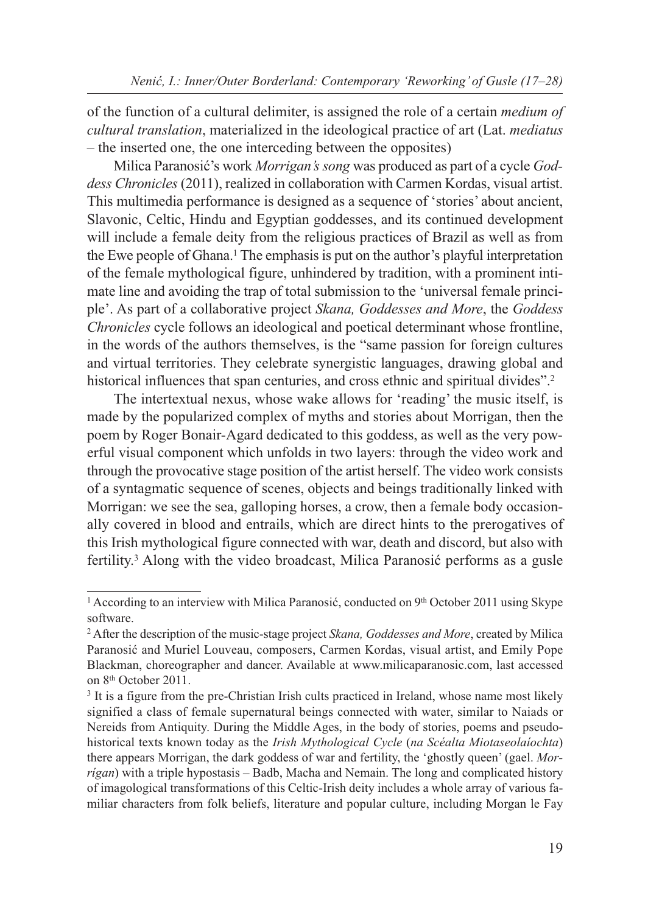of the function of a cultural delimiter, is assigned the role of a certain *medium of cultural translation*, materialized in the ideological practice of art (Lat. *mediatus* – the inserted one, the one interceding between the opposites)

Milica Paranosić's work *Morrigan's song* was produced as part of a cycle *Goddess Chronicles* (2011), realized in collaboration with Carmen Kordas, visual artist. This multimedia performance is designed as a sequence of 'stories' about ancient, Slavonic, Celtic, Hindu and Egyptian goddesses, and its continued development will include a female deity from the religious practices of Brazil as well as from the Ewe people of Ghana.[1] The emphasis is put on the author's playful interpretation of the female mythological figure, unhindered by tradition, with a prominent intimate line and avoiding the trap of total submission to the 'universal female principle'. As part of a collaborative project *Skana, Goddesses and More*, the *Goddess Chronicles* cycle follows an ideological and poetical determinant whose frontline, in the words of the authors themselves, is the "same passion for foreign cultures and virtual territories. They celebrate synergistic languages, drawing global and historical influences that span centuries, and cross ethnic and spiritual divides".[2]

The intertextual nexus, whose wake allows for 'reading' the music itself, is made by the popularized complex of myths and stories about Morrigan, then the poem by Roger Bonair-Agard dedicated to this goddess, as well as the very powerful visual component which unfolds in two layers: through the video work and through the provocative stage position of the artist herself. The video work consists of a syntagmatic sequence of scenes, objects and beings traditionally linked with Morrigan: we see the sea, galloping horses, a crow, then a female body occasionally covered in blood and entrails, which are direct hints to the prerogatives of this Irish mythological figure connected with war, death and discord, but also with fertility.[3] Along with the video broadcast, Milica Paranosić performs as a gusle

---

[1] According to an interview with Milica Paranosić, conducted on 9th October 2011 using Skype software.

[2] After the description of the music-stage project *Skana, Goddesses and More*, created by Milica Paranosić and Muriel Louveau, composers, Carmen Kordas, visual artist, and Emily Pope Blackman, choreographer and dancer. Available at www.milicaparanosic.com, last accessed on 8th October 2011.

[3] It is a figure from the pre-Christian Irish cults practiced in Ireland, whose name most likely signified a class of female supernatural beings connected with water, similar to Naiads or Nereids from Antiquity. During the Middle Ages, in the body of stories, poems and pseudo-historical texts known today as the *Irish Mythological Cycle* (*na Scéalta Miotaseolaíochta*) there appears Morrigan, the dark goddess of war and fertility, the 'ghostly queen' (gael. *Morrígan*) with a triple hypostasis – Badb, Macha and Nemain. The long and complicated history of imagological transformations of this Celtic-Irish deity includes a whole array of various familiar characters from folk beliefs, literature and popular culture, including Morgan le Fay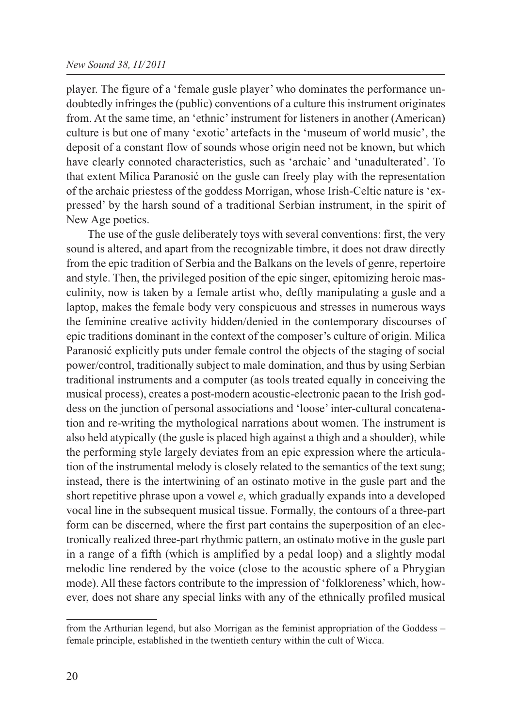player. The figure of a 'female gusle player' who dominates the performance undoubtedly infringes the (public) conventions of a culture this instrument originates from. At the same time, an 'ethnic' instrument for listeners in another (American) culture is but one of many 'exotic' artefacts in the 'museum of world music', the deposit of a constant flow of sounds whose origin need not be known, but which have clearly connoted characteristics, such as 'archaic' and 'unadulterated'. To that extent Milica Paranosić on the gusle can freely play with the representation of the archaic priestess of the goddess Morrigan, whose Irish-Celtic nature is 'expressed' by the harsh sound of a traditional Serbian instrument, in the spirit of New Age poetics.

The use of the gusle deliberately toys with several conventions: first, the very sound is altered, and apart from the recognizable timbre, it does not draw directly from the epic tradition of Serbia and the Balkans on the levels of genre, repertoire and style. Then, the privileged position of the epic singer, epitomizing heroic masculinity, now is taken by a female artist who, deftly manipulating a gusle and a laptop, makes the female body very conspicuous and stresses in numerous ways the feminine creative activity hidden/denied in the contemporary discourses of epic traditions dominant in the context of the composer's culture of origin. Milica Paranosić explicitly puts under female control the objects of the staging of social power/control, traditionally subject to male domination, and thus by using Serbian traditional instruments and a computer (as tools treated equally in conceiving the musical process), creates a post-modern acoustic-electronic paean to the Irish goddess on the junction of personal associations and 'loose' inter-cultural concatenation and re-writing the mythological narrations about women. The instrument is also held atypically (the gusle is placed high against a thigh and a shoulder), while the performing style largely deviates from an epic expression where the articulation of the instrumental melody is closely related to the semantics of the text sung; instead, there is the intertwining of an ostinato motive in the gusle part and the short repetitive phrase upon a vowel *e*, which gradually expands into a developed vocal line in the subsequent musical tissue. Formally, the contours of a three-part form can be discerned, where the first part contains the superposition of an electronically realized three-part rhythmic pattern, an ostinato motive in the gusle part in a range of a fifth (which is amplified by a pedal loop) and a slightly modal melodic line rendered by the voice (close to the acoustic sphere of a Phrygian mode). All these factors contribute to the impression of 'folkloreness' which, however, does not share any special links with any of the ethnically profiled musical

---

from the Arthurian legend, but also Morrigan as the feminist appropriation of the Goddess – female principle, established in the twentieth century within the cult of Wicca.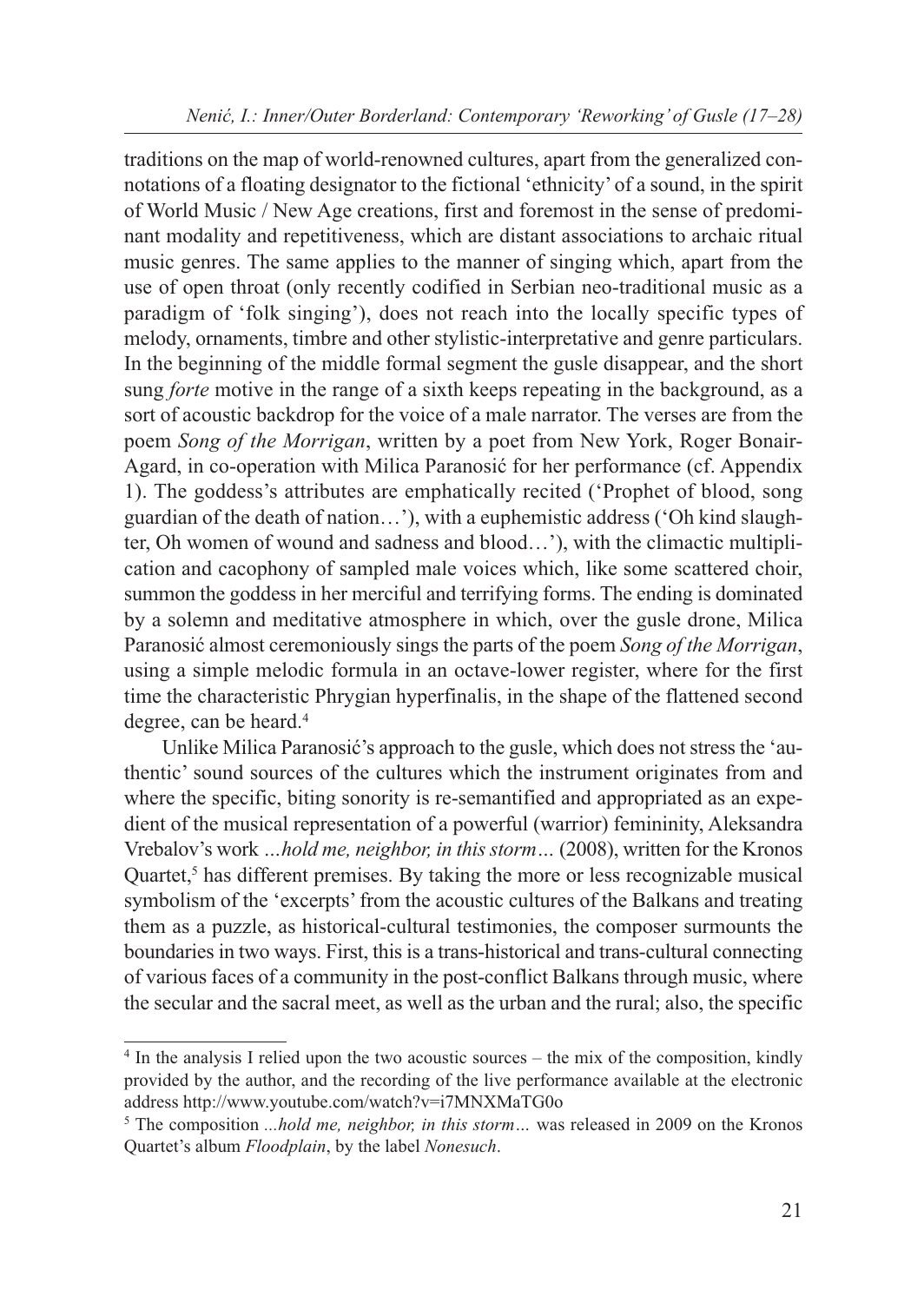traditions on the map of world-renowned cultures, apart from the generalized connotations of a floating designator to the fictional 'ethnicity' of a sound, in the spirit of World Music / New Age creations, first and foremost in the sense of predominant modality and repetitiveness, which are distant associations to archaic ritual music genres. The same applies to the manner of singing which, apart from the use of open throat (only recently codified in Serbian neo-traditional music as a paradigm of 'folk singing'), does not reach into the locally specific types of melody, ornaments, timbre and other stylistic-interpretative and genre particulars. In the beginning of the middle formal segment the gusle disappear, and the short sung *forte* motive in the range of a sixth keeps repeating in the background, as a sort of acoustic backdrop for the voice of a male narrator. The verses are from the poem *Song of the Morrigan*, written by a poet from New York, Roger Bonair-Agard, in co-operation with Milica Paranosić for her performance (cf. Appendix 1). The goddess's attributes are emphatically recited ('Prophet of blood, song guardian of the death of nation…'), with a euphemistic address ('Oh kind slaughter, Oh women of wound and sadness and blood…'), with the climactic multiplication and cacophony of sampled male voices which, like some scattered choir, summon the goddess in her merciful and terrifying forms. The ending is dominated by a solemn and meditative atmosphere in which, over the gusle drone, Milica Paranosić almost ceremoniously sings the parts of the poem *Song of the Morrigan*, using a simple melodic formula in an octave-lower register, where for the first time the characteristic Phrygian hyperfinalis, in the shape of the flattened second degree, can be heard.[4]

Unlike Milica Paranosić's approach to the gusle, which does not stress the 'authentic' sound sources of the cultures which the instrument originates from and where the specific, biting sonority is re-semantified and appropriated as an expedient of the musical representation of a powerful (warrior) femininity, Aleksandra Vrebalov's work *…hold me, neighbor, in this storm…* (2008), written for the Kronos Quartet,[5] has different premises. By taking the more or less recognizable musical symbolism of the 'excerpts' from the acoustic cultures of the Balkans and treating them as a puzzle, as historical-cultural testimonies, the composer surmounts the boundaries in two ways. First, this is a trans-historical and trans-cultural connecting of various faces of a community in the post-conflict Balkans through music, where the secular and the sacral meet, as well as the urban and the rural; also, the specific

---

[4] In the analysis I relied upon the two acoustic sources – the mix of the composition, kindly provided by the author, and the recording of the live performance available at the electronic address http://www.youtube.com/watch?v=i7MNXMaTG0o

[5] The composition *...hold me, neighbor, in this storm…* was released in 2009 on the Kronos Quartet's album *Floodplain*, by the label *Nonesuch*.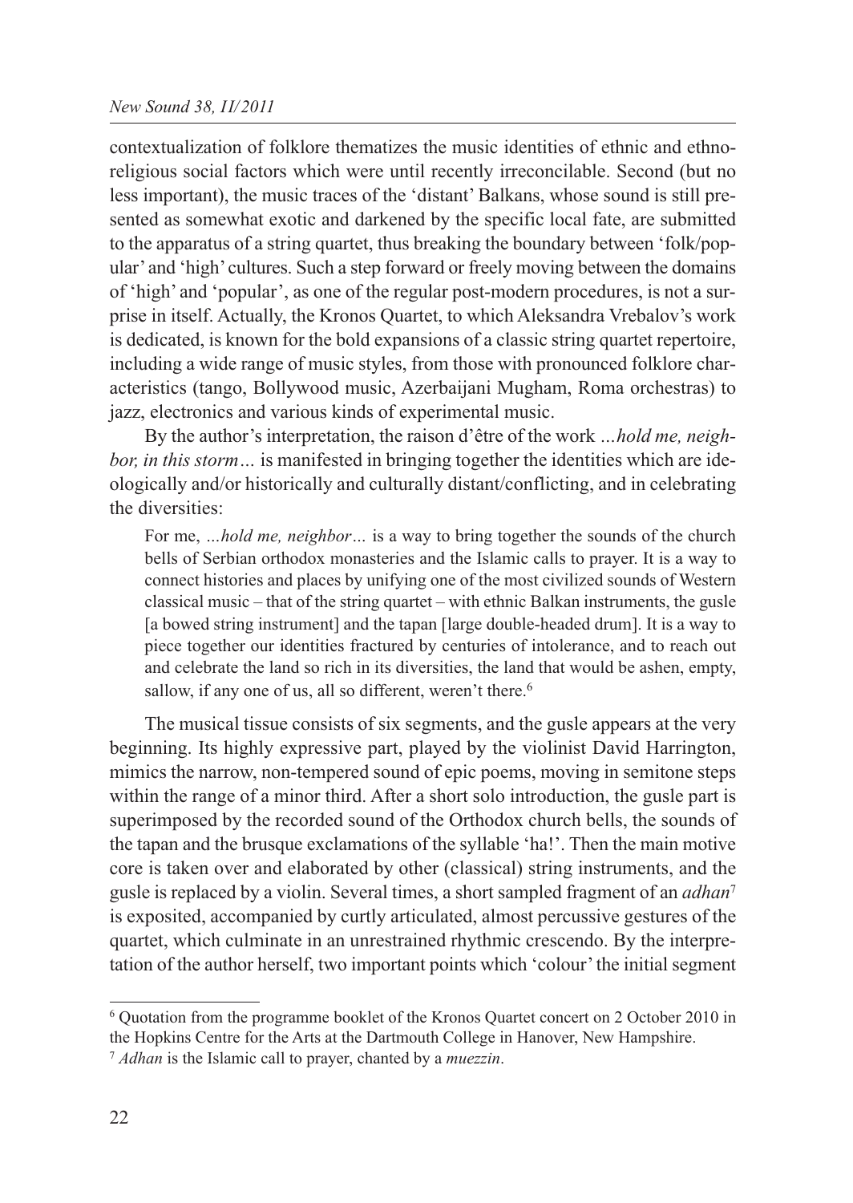contextualization of folklore thematizes the music identities of ethnic and ethnoreligious social factors which were until recently irreconcilable. Second (but no less important), the music traces of the 'distant' Balkans, whose sound is still presented as somewhat exotic and darkened by the specific local fate, are submitted to the apparatus of a string quartet, thus breaking the boundary between 'folk/popular' and 'high' cultures. Such a step forward or freely moving between the domains of 'high' and 'popular', as one of the regular post-modern procedures, is not a surprise in itself. Actually, the Kronos Quartet, to which Aleksandra Vrebalov's work is dedicated, is known for the bold expansions of a classic string quartet repertoire, including a wide range of music styles, from those with pronounced folklore characteristics (tango, Bollywood music, Azerbaijani Mugham, Roma orchestras) to jazz, electronics and various kinds of experimental music.

By the author's interpretation, the raison d'être of the work *...hold me, neighbor, in this storm...* is manifested in bringing together the identities which are ideologically and/or historically and culturally distant/conflicting, and in celebrating the diversities:

> For me, *...hold me, neighbor...* is a way to bring together the sounds of the church bells of Serbian orthodox monasteries and the Islamic calls to prayer. It is a way to connect histories and places by unifying one of the most civilized sounds of Western classical music – that of the string quartet – with ethnic Balkan instruments, the gusle [a bowed string instrument] and the tapan [large double-headed drum]. It is a way to piece together our identities fractured by centuries of intolerance, and to reach out and celebrate the land so rich in its diversities, the land that would be ashen, empty, sallow, if any one of us, all so different, weren't there.[6]

The musical tissue consists of six segments, and the gusle appears at the very beginning. Its highly expressive part, played by the violinist David Harrington, mimics the narrow, non-tempered sound of epic poems, moving in semitone steps within the range of a minor third. After a short solo introduction, the gusle part is superimposed by the recorded sound of the Orthodox church bells, the sounds of the tapan and the brusque exclamations of the syllable 'ha!'. Then the main motive core is taken over and elaborated by other (classical) string instruments, and the gusle is replaced by a violin. Several times, a short sampled fragment of an *adhan*[7] is exposited, accompanied by curtly articulated, almost percussive gestures of the quartet, which culminate in an unrestrained rhythmic crescendo. By the interpretation of the author herself, two important points which 'colour' the initial segment

---

[6] Quotation from the programme booklet of the Kronos Quartet concert on 2 October 2010 in the Hopkins Centre for the Arts at the Dartmouth College in Hanover, New Hampshire.

[7] *Adhan* is the Islamic call to prayer, chanted by a *muezzin*.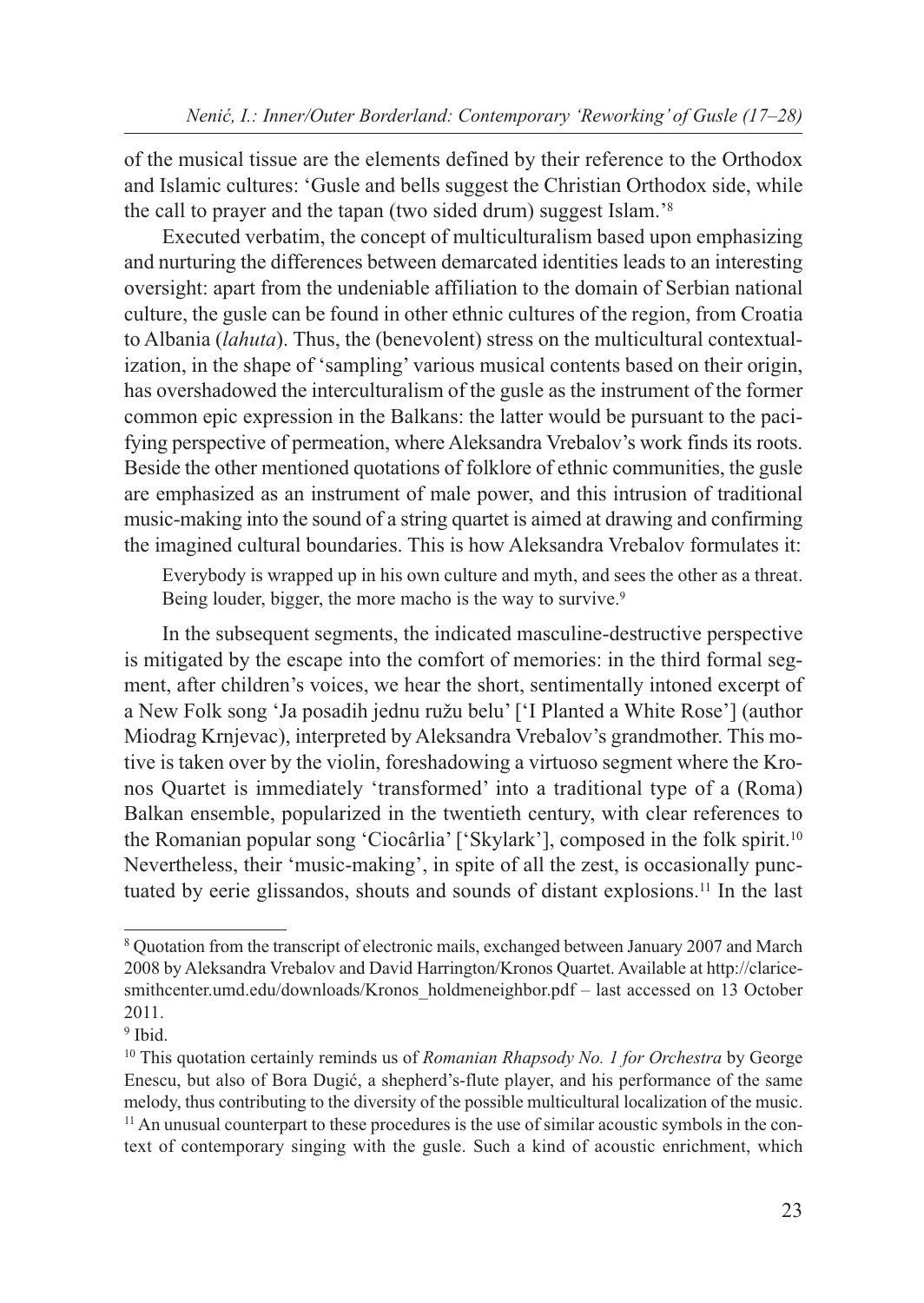of the musical tissue are the elements defined by their reference to the Orthodox and Islamic cultures: 'Gusle and bells suggest the Christian Orthodox side, while the call to prayer and the tapan (two sided drum) suggest Islam.'[8]

Executed verbatim, the concept of multiculturalism based upon emphasizing and nurturing the differences between demarcated identities leads to an interesting oversight: apart from the undeniable affiliation to the domain of Serbian national culture, the gusle can be found in other ethnic cultures of the region, from Croatia to Albania (*lahuta*). Thus, the (benevolent) stress on the multicultural contextualization, in the shape of 'sampling' various musical contents based on their origin, has overshadowed the interculturalism of the gusle as the instrument of the former common epic expression in the Balkans: the latter would be pursuant to the pacifying perspective of permeation, where Aleksandra Vrebalov's work finds its roots. Beside the other mentioned quotations of folklore of ethnic communities, the gusle are emphasized as an instrument of male power, and this intrusion of traditional music-making into the sound of a string quartet is aimed at drawing and confirming the imagined cultural boundaries. This is how Aleksandra Vrebalov formulates it:

> Everybody is wrapped up in his own culture and myth, and sees the other as a threat. Being louder, bigger, the more macho is the way to survive.[9]

In the subsequent segments, the indicated masculine-destructive perspective is mitigated by the escape into the comfort of memories: in the third formal segment, after children's voices, we hear the short, sentimentally intoned excerpt of a New Folk song 'Ja posadih jednu ružu belu' ['I Planted a White Rose'] (author Miodrag Krnjevac), interpreted by Aleksandra Vrebalov's grandmother. This motive is taken over by the violin, foreshadowing a virtuoso segment where the Kronos Quartet is immediately 'transformed' into a traditional type of a (Roma) Balkan ensemble, popularized in the twentieth century, with clear references to the Romanian popular song 'Ciocârlia' ['Skylark'], composed in the folk spirit.[10] Nevertheless, their 'music-making', in spite of all the zest, is occasionally punctuated by eerie glissandos, shouts and sounds of distant explosions.[11] In the last

---

[8] Quotation from the transcript of electronic mails, exchanged between January 2007 and March 2008 by Aleksandra Vrebalov and David Harrington/Kronos Quartet. Available at http://claricesmithcenter.umd.edu/downloads/Kronos_holdmeneighbor.pdf – last accessed on 13 October 2011.

[9] Ibid.

[10] This quotation certainly reminds us of *Romanian Rhapsody No. 1 for Orchestra* by George Enescu, but also of Bora Dugić, a shepherd's-flute player, and his performance of the same melody, thus contributing to the diversity of the possible multicultural localization of the music.

[11] An unusual counterpart to these procedures is the use of similar acoustic symbols in the context of contemporary singing with the gusle. Such a kind of acoustic enrichment, which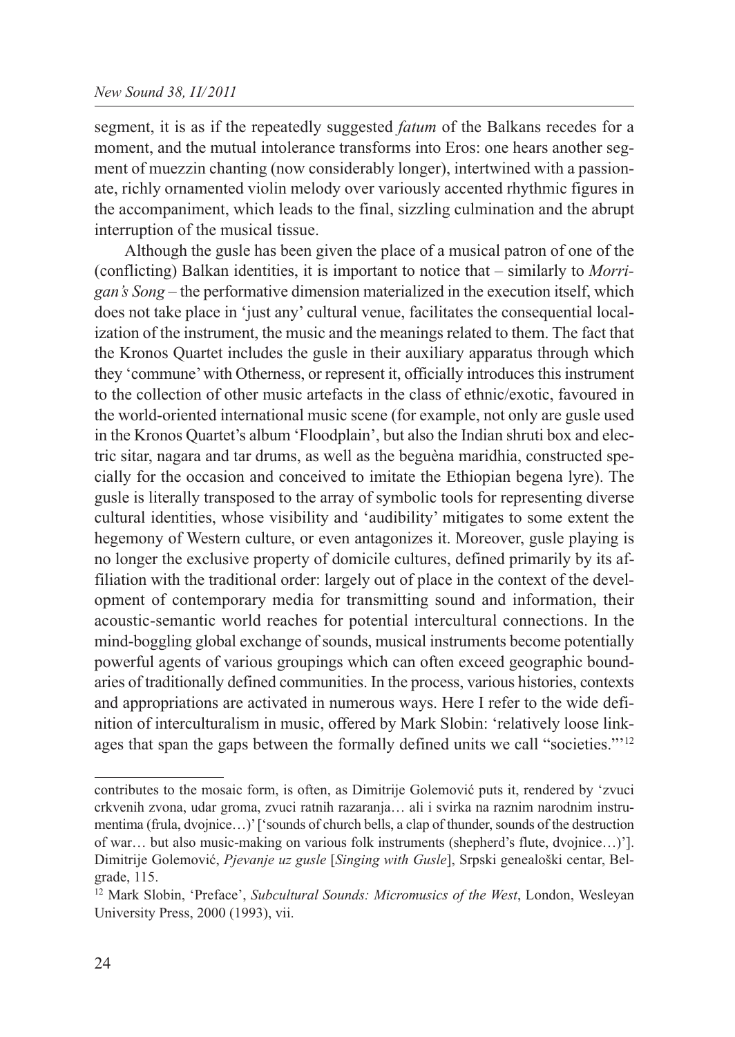segment, it is as if the repeatedly suggested *fatum* of the Balkans recedes for a moment, and the mutual intolerance transforms into Eros: one hears another segment of muezzin chanting (now considerably longer), intertwined with a passionate, richly ornamented violin melody over variously accented rhythmic figures in the accompaniment, which leads to the final, sizzling culmination and the abrupt interruption of the musical tissue.

Although the gusle has been given the place of a musical patron of one of the (conflicting) Balkan identities, it is important to notice that – similarly to *Morrigan's Song* – the performative dimension materialized in the execution itself, which does not take place in 'just any' cultural venue, facilitates the consequential localization of the instrument, the music and the meanings related to them. The fact that the Kronos Quartet includes the gusle in their auxiliary apparatus through which they 'commune' with Otherness, or represent it, officially introduces this instrument to the collection of other music artefacts in the class of ethnic/exotic, favoured in the world-oriented international music scene (for example, not only are gusle used in the Kronos Quartet's album 'Floodplain', but also the Indian shruti box and electric sitar, nagara and tar drums, as well as the beguèna maridhia, constructed specially for the occasion and conceived to imitate the Ethiopian begena lyre). The gusle is literally transposed to the array of symbolic tools for representing diverse cultural identities, whose visibility and 'audibility' mitigates to some extent the hegemony of Western culture, or even antagonizes it. Moreover, gusle playing is no longer the exclusive property of domicile cultures, defined primarily by its affiliation with the traditional order: largely out of place in the context of the development of contemporary media for transmitting sound and information, their acoustic-semantic world reaches for potential intercultural connections. In the mind-boggling global exchange of sounds, musical instruments become potentially powerful agents of various groupings which can often exceed geographic boundaries of traditionally defined communities. In the process, various histories, contexts and appropriations are activated in numerous ways. Here I refer to the wide definition of interculturalism in music, offered by Mark Slobin: 'relatively loose linkages that span the gaps between the formally defined units we call "societies."'[12]

---

contributes to the mosaic form, is often, as Dimitrije Golemović puts it, rendered by 'zvuci crkvenih zvona, udar groma, zvuci ratnih razaranja… ali i svirka na raznim narodnim instrumentima (frula, dvojnice…)' ['sounds of church bells, a clap of thunder, sounds of the destruction of war… but also music-making on various folk instruments (shepherd's flute, dvojnice…)']. Dimitrije Golemović, *Pjevanje uz gusle* [*Singing with Gusle*], Srpski genealoški centar, Belgrade, 115.

[12] Mark Slobin, 'Preface', *Subcultural Sounds: Micromusics of the West*, London, Wesleyan University Press, 2000 (1993), vii.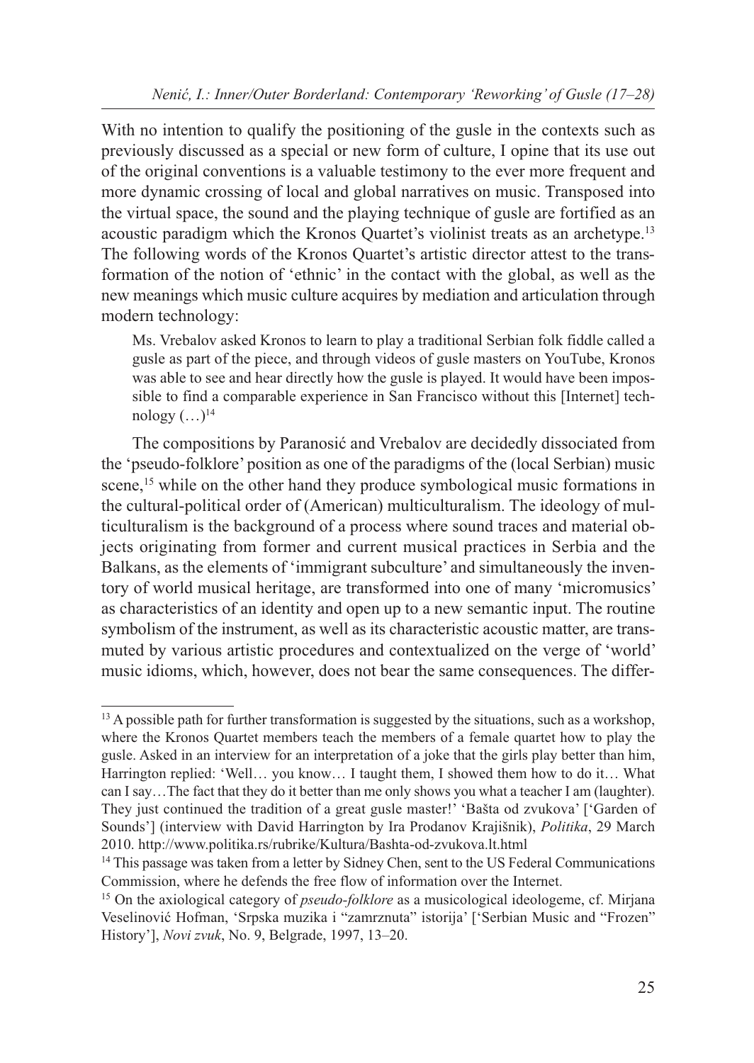With no intention to qualify the positioning of the gusle in the contexts such as previously discussed as a special or new form of culture, I opine that its use out of the original conventions is a valuable testimony to the ever more frequent and more dynamic crossing of local and global narratives on music. Transposed into the virtual space, the sound and the playing technique of gusle are fortified as an acoustic paradigm which the Kronos Quartet's violinist treats as an archetype.[13] The following words of the Kronos Quartet's artistic director attest to the transformation of the notion of 'ethnic' in the contact with the global, as well as the new meanings which music culture acquires by mediation and articulation through modern technology:

> Ms. Vrebalov asked Kronos to learn to play a traditional Serbian folk fiddle called a gusle as part of the piece, and through videos of gusle masters on YouTube, Kronos was able to see and hear directly how the gusle is played. It would have been impossible to find a comparable experience in San Francisco without this [Internet] technology (…)[14]

The compositions by Paranosić and Vrebalov are decidedly dissociated from the 'pseudo-folklore' position as one of the paradigms of the (local Serbian) music scene,[15] while on the other hand they produce symbological music formations in the cultural-political order of (American) multiculturalism. The ideology of multiculturalism is the background of a process where sound traces and material objects originating from former and current musical practices in Serbia and the Balkans, as the elements of 'immigrant subculture' and simultaneously the inventory of world musical heritage, are transformed into one of many 'micromusics' as characteristics of an identity and open up to a new semantic input. The routine symbolism of the instrument, as well as its characteristic acoustic matter, are transmuted by various artistic procedures and contextualized on the verge of 'world' music idioms, which, however, does not bear the same consequences. The differ-

---

[13] A possible path for further transformation is suggested by the situations, such as a workshop, where the Kronos Quartet members teach the members of a female quartet how to play the gusle. Asked in an interview for an interpretation of a joke that the girls play better than him, Harrington replied: 'Well… you know… I taught them, I showed them how to do it… What can I say…The fact that they do it better than me only shows you what a teacher I am (laughter). They just continued the tradition of a great gusle master!' 'Bašta od zvukova' ['Garden of Sounds'] (interview with David Harrington by Ira Prodanov Krajišnik), *Politika*, 29 March 2010. http://www.politika.rs/rubrike/Kultura/Bashta-od-zvukova.lt.html

[14] This passage was taken from a letter by Sidney Chen, sent to the US Federal Communications Commission, where he defends the free flow of information over the Internet.

[15] On the axiological category of *pseudo-folklore* as a musicological ideologeme, cf. Mirjana Veselinović Hofman, 'Srpska muzika i "zamrznuta" istorija' ['Serbian Music and "Frozen" History'], *Novi zvuk*, No. 9, Belgrade, 1997, 13–20.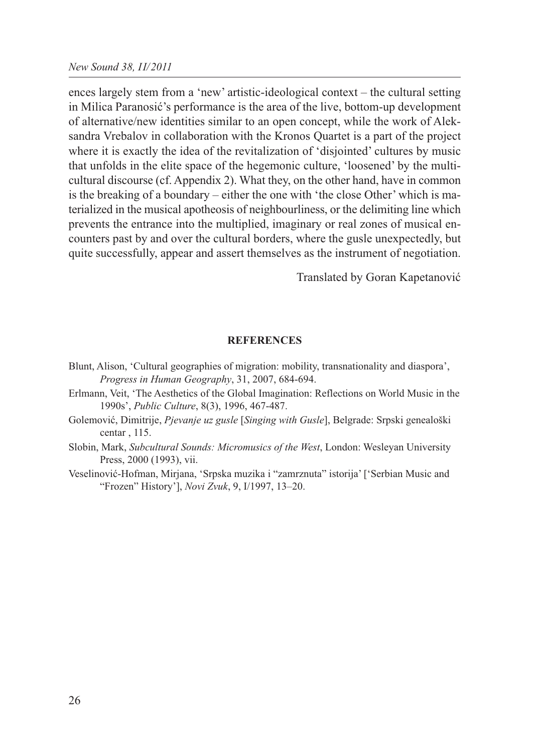ences largely stem from a 'new' artistic-ideological context – the cultural setting in Milica Paranosić's performance is the area of the live, bottom-up development of alternative/new identities similar to an open concept, while the work of Aleksandra Vrebalov in collaboration with the Kronos Quartet is a part of the project where it is exactly the idea of the revitalization of 'disjointed' cultures by music that unfolds in the elite space of the hegemonic culture, 'loosened' by the multicultural discourse (cf. Appendix 2). What they, on the other hand, have in common is the breaking of a boundary – either the one with 'the close Other' which is materialized in the musical apotheosis of neighbourliness, or the delimiting line which prevents the entrance into the multiplied, imaginary or real zones of musical encounters past by and over the cultural borders, where the gusle unexpectedly, but quite successfully, appear and assert themselves as the instrument of negotiation.

Translated by Goran Kapetanović

## REFERENCES

Blunt, Alison, 'Cultural geographies of migration: mobility, transnationality and diaspora', *Progress in Human Geography*, 31, 2007, 684-694.

Erlmann, Veit, 'The Aesthetics of the Global Imagination: Reflections on World Music in the 1990s', *Public Culture*, 8(3), 1996, 467-487.

Golemović, Dimitrije, *Pjevanje uz gusle* [*Singing with Gusle*], Belgrade: Srpski genealoški centar , 115.

Slobin, Mark, *Subcultural Sounds: Micromusics of the West*, London: Wesleyan University Press, 2000 (1993), vii.

Veselinović-Hofman, Mirjana, 'Srpska muzika i "zamrznuta" istorija' ['Serbian Music and "Frozen" History'], *Novi Zvuk*, 9, I/1997, 13–20.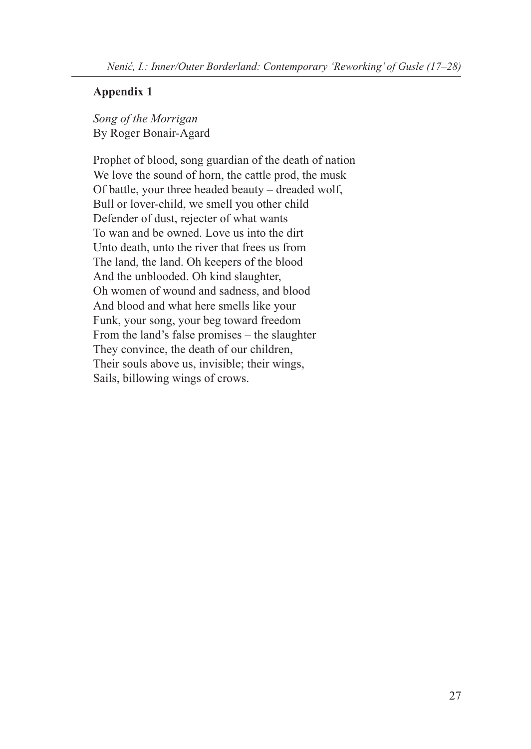## Appendix 1

*Song of the Morrigan*  
By Roger Bonair-Agard

Prophet of blood, song guardian of the death of nation  
We love the sound of horn, the cattle prod, the musk  
Of battle, your three headed beauty – dreaded wolf,  
Bull or lover-child, we smell you other child  
Defender of dust, rejecter of what wants  
To wan and be owned. Love us into the dirt  
Unto death, unto the river that frees us from  
The land, the land. Oh keepers of the blood  
And the unblooded. Oh kind slaughter,  
Oh women of wound and sadness, and blood  
And blood and what here smells like your  
Funk, your song, your beg toward freedom  
From the land's false promises – the slaughter  
They convince, the death of our children,  
Their souls above us, invisible; their wings,  
Sails, billowing wings of crows.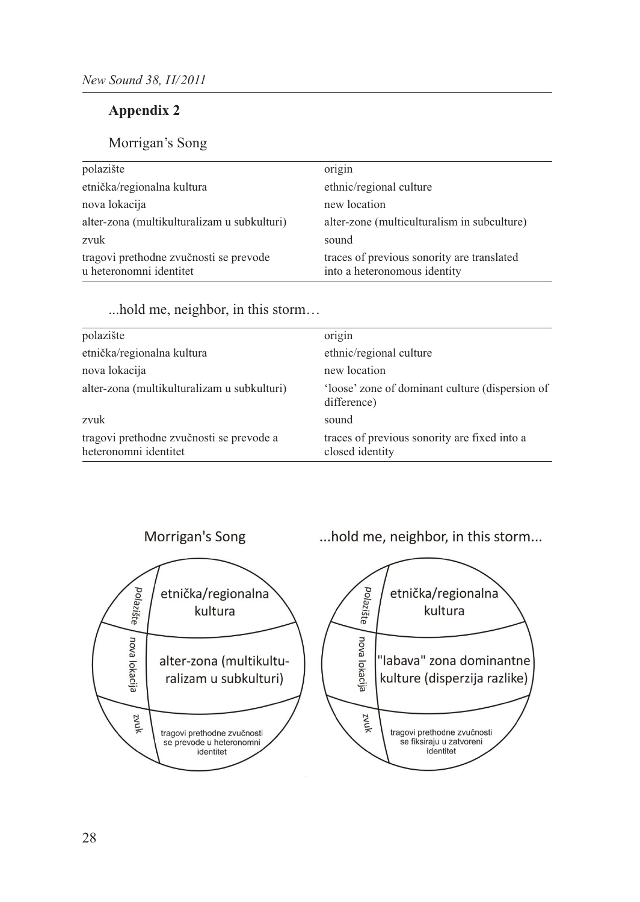## Appendix 2

Morrigan's Song

| | |
|---|---|
| polazište | origin |
| etnička/regionalna kultura | ethnic/regional culture |
| nova lokacija | new location |
| alter-zona (multikulturalizam u subkulturi) | alter-zone (multiculturalism in subculture) |
| zvuk | sound |
| tragovi prethodne zvučnosti se prevode u heteronomni identitet | traces of previous sonority are translated into a heteronomous identity |

...hold me, neighbor, in this storm…

| | |
|---|---|
| polazište | origin |
| etnička/regionalna kultura | ethnic/regional culture |
| nova lokacija | new location |
| alter-zona (multikulturalizam u subkulturi) | 'loose' zone of dominant culture (dispersion of difference) |
| zvuk | sound |
| tragovi prethodne zvučnosti se prevode a heteronomni identitet | traces of previous sonority are fixed into a closed identity |

Morrigan's Song

polazište
etnička/regionalna kultura
nova lokacija
alter-zona (multikultu-ralizam u subkulturi)
zvuk
tragovi prethodne zvučnosti se prevode u heteronomni identitet

...hold me, neighbor, in this storm...

polazište
etnička/regionalna kultura
nova lokacija
"labava" zona dominantne kulture (disperzija razlike)
zvuk
tragovi prethodne zvučnosti se fiksiraju u zatvoreni identitet